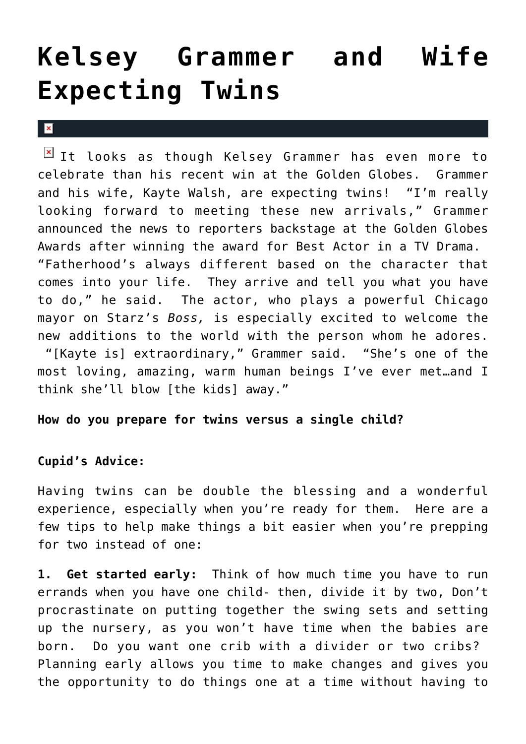# Kelsey Grammer and Wife Expecting Twins

It looks as though Kelsey Grammer has even more to celebrate than his recent win at the Golden Globes. Grammer and his wife, Kayte Walsh, are expecting twins! "I'm really looking forward to meeting these new arrivals," Grammer announced the news to reporters backstage at the Golden Globes Awards after winning the award for Best Actor in a TV Drama. "Fatherhood's always different based on the character that comes into your life. They arrive and tell you what you have to do," he said. The actor, who plays a powerful Chicago mayor on Starz's *Boss,* is especially excited to welcome the new additions to the world with the person whom he adores. "[Kayte is] extraordinary," Grammer said. "She's one of the most loving, amazing, warm human beings I've ever met…and I think she'll blow [the kids] away."

**How do you prepare for twins versus a single child?**

**Cupid's Advice:**

Having twins can be double the blessing and a wonderful experience, especially when you're ready for them. Here are a few tips to help make things a bit easier when you're prepping for two instead of one:

**1. Get started early:** Think of how much time you have to run errands when you have one child- then, divide it by two, Don't procrastinate on putting together the swing sets and setting up the nursery, as you won't have time when the babies are born. Do you want one crib with a divider or two cribs? Planning early allows you time to make changes and gives you the opportunity to do things one at a time without having to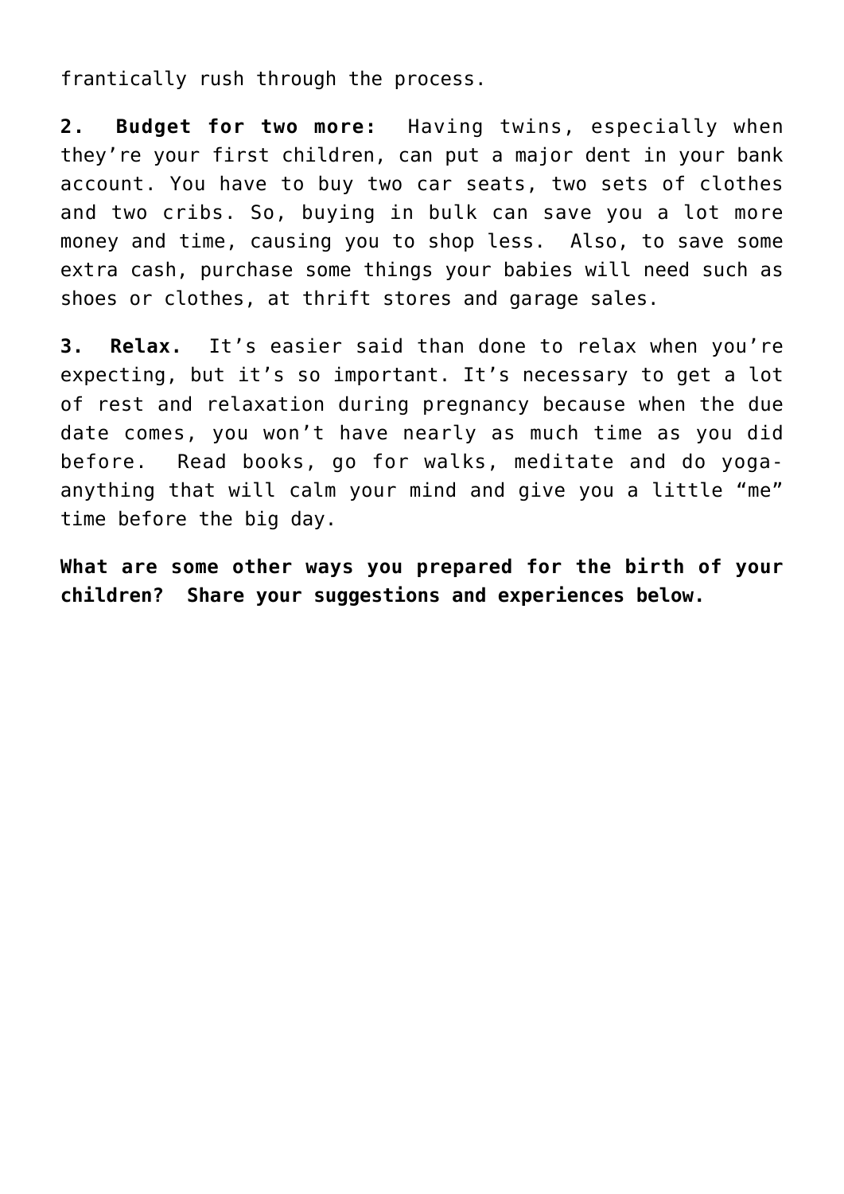frantically rush through the process.

**2. Budget for two more:** Having twins, especially when they're your first children, can put a major dent in your bank account. You have to buy two car seats, two sets of clothes and two cribs. So, buying in bulk can save you a lot more money and time, causing you to shop less. Also, to save some extra cash, purchase some things your babies will need such as shoes or clothes, at thrift stores and garage sales.

**3. Relax.** It's easier said than done to relax when you're expecting, but it's so important. It's necessary to get a lot of rest and relaxation during pregnancy because when the due date comes, you won't have nearly as much time as you did before. Read books, go for walks, meditate and do yoga- anything that will calm your mind and give you a little "me" time before the big day.

**What are some other ways you prepared for the birth of your children? Share your suggestions and experiences below.**